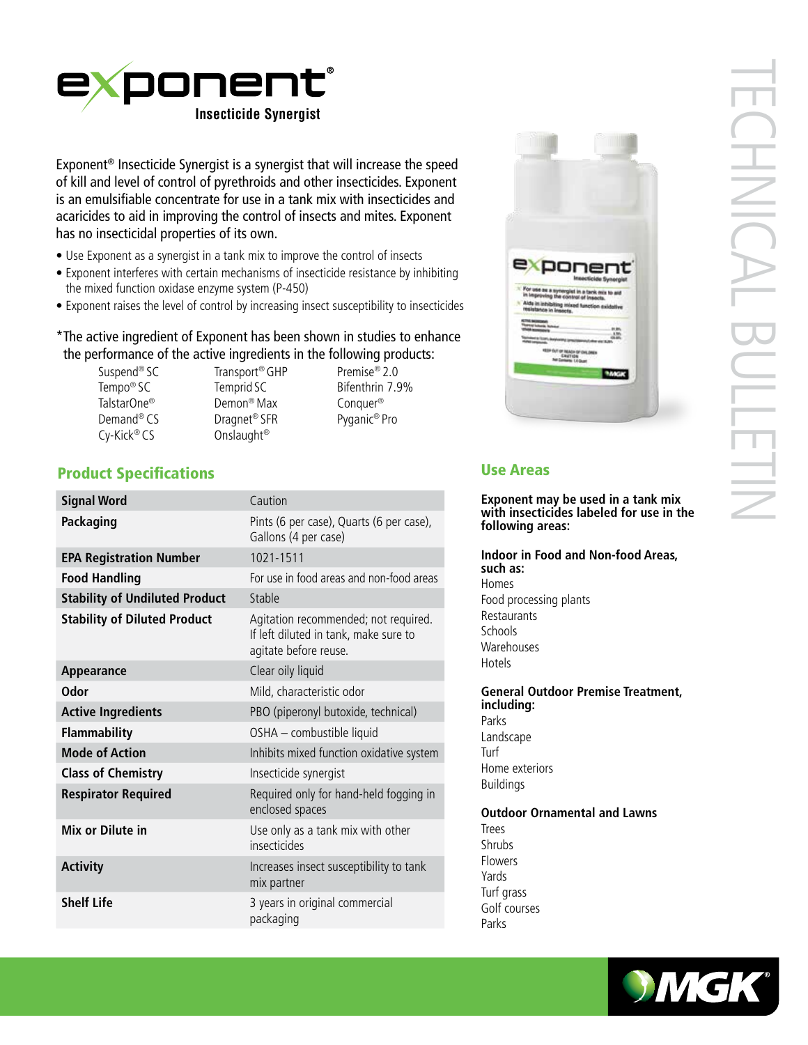# exponent®

**Insecticide Synergist**

TECHNICAL BULLETIN

Exponent® Insecticide Synergist is a synergist that will increase the speed of kill and level of control of pyrethroids and other insecticides. Exponent is an emulsifiable concentrate for use in a tank mix with insecticides and acaricides to aid in improving the control of insects and mites. Exponent has no insecticidal properties of its own.

- Use Exponent as a synergist in a tank mix to improve the control of insects
- Exponent interferes with certain mechanisms of insecticide resistance by inhibiting the mixed function oxidase enzyme system (P-450)
- Exponent raises the level of control by increasing insect susceptibility to insecticides

*The active ingredient of Exponent has been shown in studies to enhance the performance of the active ingredients in the following products:

| | | |
|---|---|---|
| Suspend® SC | Transport® GHP | Premise® 2.0 |
| Tempo® SC | Temprid SC | Bifenthrin 7.9% |
| TalstarOne® | Demon® Max | Conquer® |
| Demand® CS | Dragnet® SFR | Pyganic® Pro |
| Cy-Kick® CS | Onslaught® | |

## Product Specifications

| | |
|---|---|
| **Signal Word** | Caution |
| **Packaging** | Pints (6 per case), Quarts (6 per case), Gallons (4 per case) |
| **EPA Registration Number** | 1021-1511 |
| **Food Handling** | For use in food areas and non-food areas |
| **Stability of Undiluted Product** | Stable |
| **Stability of Diluted Product** | Agitation recommended; not required. If left diluted in tank, make sure to agitate before reuse. |
| **Appearance** | Clear oily liquid |
| **Odor** | Mild, characteristic odor |
| **Active Ingredients** | PBO (piperonyl butoxide, technical) |
| **Flammability** | OSHA – combustible liquid |
| **Mode of Action** | Inhibits mixed function oxidative system |
| **Class of Chemistry** | Insecticide synergist |
| **Respirator Required** | Required only for hand-held fogging in enclosed spaces |
| **Mix or Dilute in** | Use only as a tank mix with other insecticides |
| **Activity** | Increases insect susceptibility to tank mix partner |
| **Shelf Life** | 3 years in original commercial packaging |

## Use Areas

**Exponent may be used in a tank mix with insecticides labeled for use in the following areas:**

**Indoor in Food and Non-food Areas, such as:**

Homes
Food processing plants
Restaurants
Schools
Warehouses
Hotels

**General Outdoor Premise Treatment, including:**

Parks
Landscape
Turf
Home exteriors
Buildings

**Outdoor Ornamental and Lawns**

Trees
Shrubs
Flowers
Yards
Turf grass
Golf courses
Parks

MGK®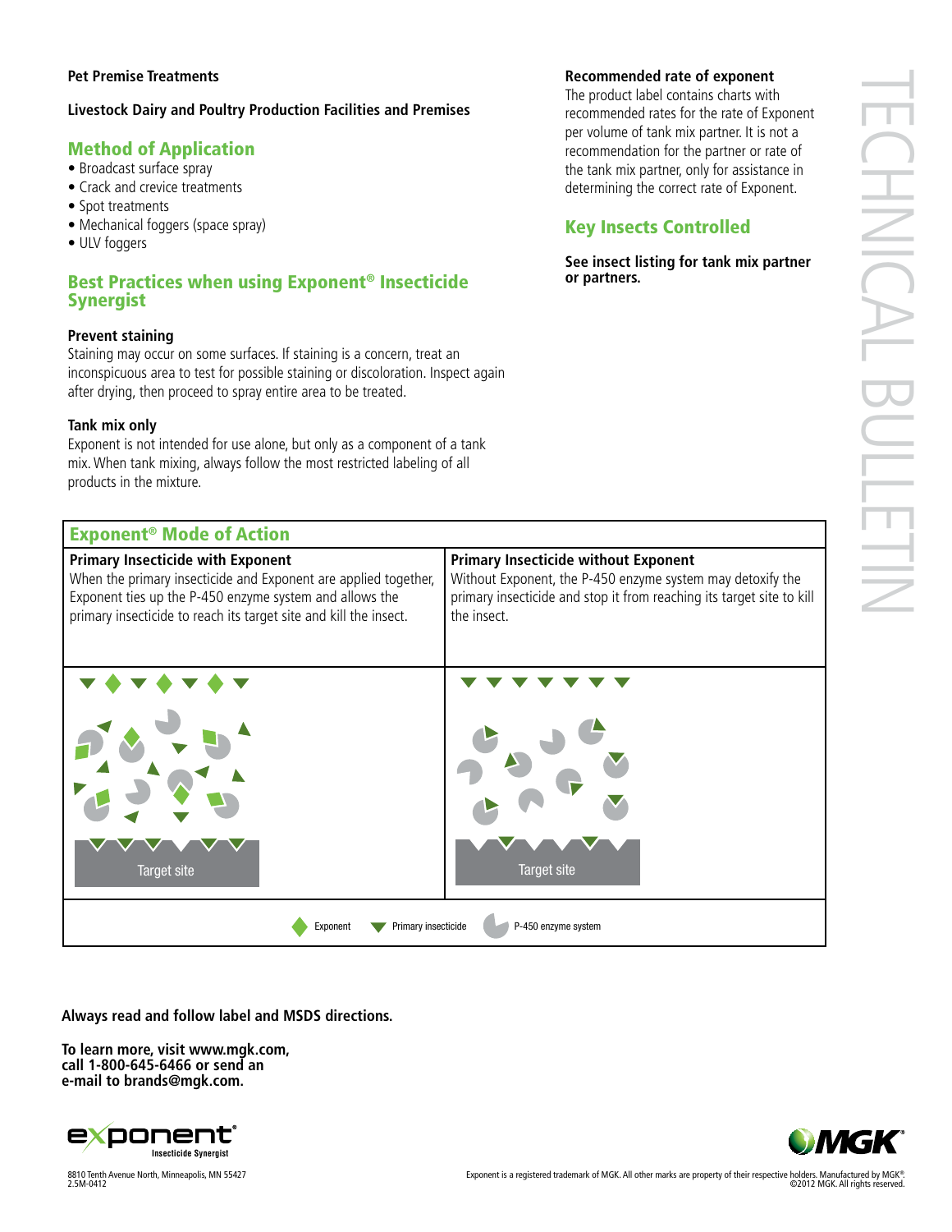**Pet Premise Treatments**

**Livestock Dairy and Poultry Production Facilities and Premises**

## Method of Application

- Broadcast surface spray
- Crack and crevice treatments
- Spot treatments
- Mechanical foggers (space spray)
- ULV foggers

## Best Practices when using Exponent® Insecticide Synergist

**Prevent staining**

Staining may occur on some surfaces. If staining is a concern, treat an inconspicuous area to test for possible staining or discoloration. Inspect again after drying, then proceed to spray entire area to be treated.

**Tank mix only**

Exponent is not intended for use alone, but only as a component of a tank mix. When tank mixing, always follow the most restricted labeling of all products in the mixture.

**Recommended rate of exponent**

The product label contains charts with recommended rates for the rate of Exponent per volume of tank mix partner. It is not a recommendation for the partner or rate of the tank mix partner, only for assistance in determining the correct rate of Exponent.

## Key Insects Controlled

**See insect listing for tank mix partner or partners.**

## Exponent® Mode of Action

| **Primary Insecticide with Exponent** | **Primary Insecticide without Exponent** |
|---|---|
| When the primary insecticide and Exponent are applied together, Exponent ties up the P-450 enzyme system and allows the primary insecticide to reach its target site and kill the insect. | Without Exponent, the P-450 enzyme system may detoxify the primary insecticide and stop it from reaching its target site to kill the insect. |

Target site

Target site

Exponent

Primary insecticide

P-450 enzyme system

**Always read and follow label and MSDS directions.**

**To learn more, visit www.mgk.com, call 1-800-645-6466 or send an e-mail to brands@mgk.com.**

exponent® Insecticide Synergist

8810 Tenth Avenue North, Minneapolis, MN 55427
2.5M-0412

MGK®

Exponent is a registered trademark of MGK. All other marks are property of their respective holders. Manufactured by MGK®.
©2012 MGK. All rights reserved.